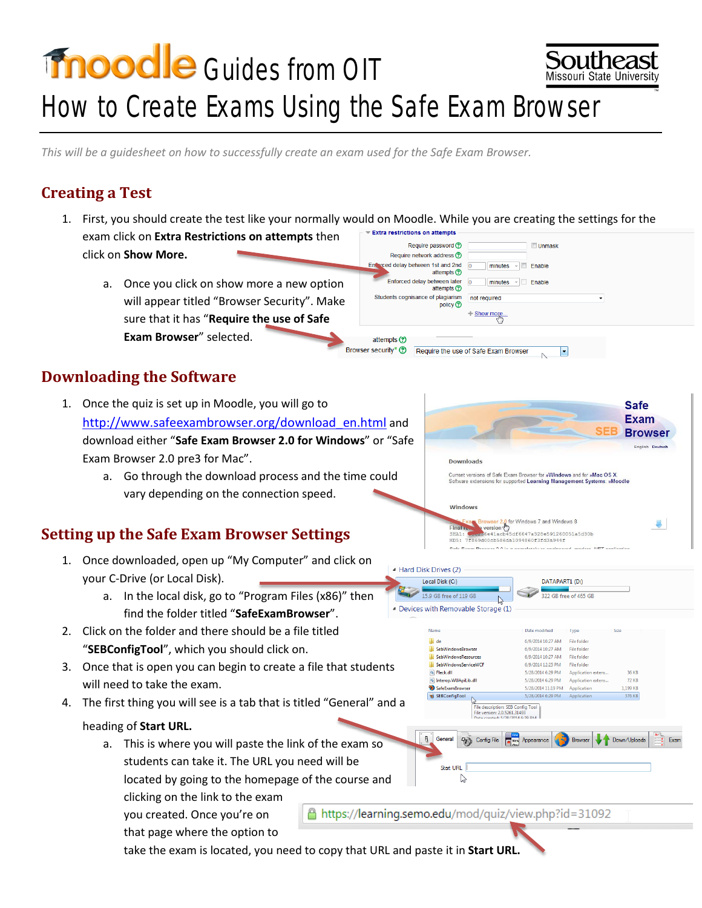# Moodle Guides from OIT

## How to Create Exams Using the Safe Exam Browser

*This will be a guidesheet on how to successfully create an exam used for the Safe Exam Browser.*

## Creating a Test

1. First, you should create the test like your normally would on Moodle. While you are creating the settings for the exam click on **Extra Restrictions on attempts** then click on **Show More.**
   a. Once you click on show more a new option will appear titled "Browser Security". Make sure that it has "**Require the use of Safe Exam Browser**" selected.

## Downloading the Software

1. Once the quiz is set up in Moodle, you will go to http://www.safeexambrowser.org/download_en.html and download either "**Safe Exam Browser 2.0 for Windows**" or "Safe Exam Browser 2.0 pre3 for Mac".
   a. Go through the download process and the time could vary depending on the connection speed.

## Setting up the Safe Exam Browser Settings

1. Once downloaded, open up "My Computer" and click on your C-Drive (or Local Disk).
   a. In the local disk, go to "Program Files (x86)" then find the folder titled "**SafeExamBrowser**".
2. Click on the folder and there should be a file titled "**SEBConfigTool**", which you should click on.
3. Once that is open you can begin to create a file that students will need to take the exam.
4. The first thing you will see is a tab that is titled "General" and a heading of **Start URL.**
   a. This is where you will paste the link of the exam so students can take it. The URL you need will be located by going to the homepage of the course and clicking on the link to the exam you created. Once you're on that page where the option to take the exam is located, you need to copy that URL and paste it in **Start URL.**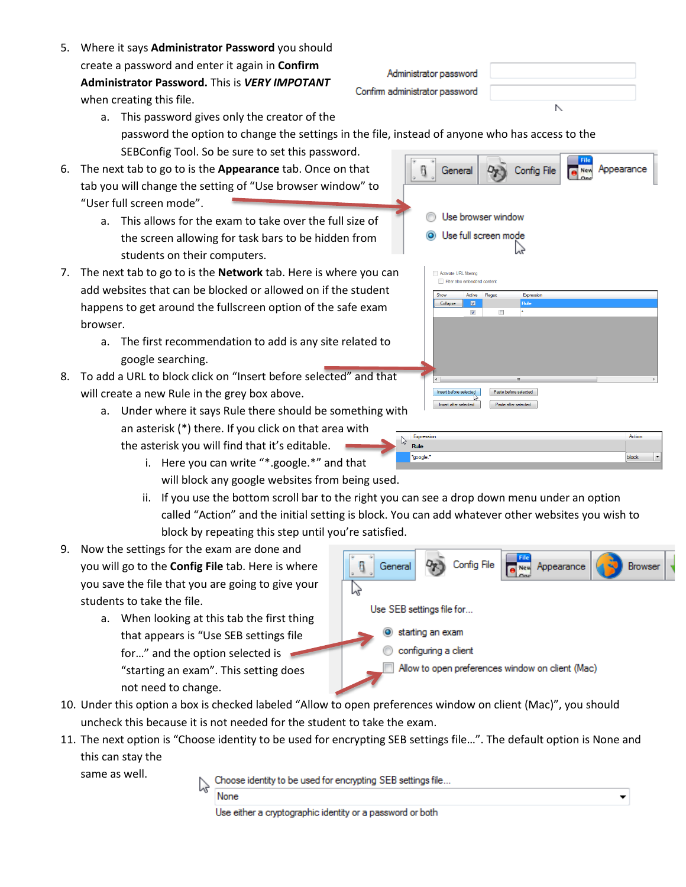5. Where it says **Administrator Password** you should create a password and enter it again in **Confirm Administrator Password.** This is ***VERY IMPOTANT*** when creating this file.
   a. This password gives only the creator of the password the option to change the settings in the file, instead of anyone who has access to the SEBConfig Tool. So be sure to set this password.
6. The next tab to go to is the **Appearance** tab. Once on that tab you will change the setting of "Use browser window" to "User full screen mode".
   a. This allows for the exam to take over the full size of the screen allowing for task bars to be hidden from students on their computers.
7. The next tab to go to is the **Network** tab. Here is where you can add websites that can be blocked or allowed on if the student happens to get around the fullscreen option of the safe exam browser.
   a. The first recommendation to add is any site related to google searching.
8. To add a URL to block click on "Insert before selected" and that will create a new Rule in the grey box above.
   a. Under where it says Rule there should be something with an asterisk (*) there. If you click on that area with the asterisk you will find that it's editable.
      i. Here you can write "*.google.*" and that will block any google websites from being used.
      ii. If you use the bottom scroll bar to the right you can see a drop down menu under an option called "Action" and the initial setting is block. You can add whatever other websites you wish to block by repeating this step until you're satisfied.
9. Now the settings for the exam are done and you will go to the **Config File** tab. Here is where you save the file that you are going to give your students to take the file.
   a. When looking at this tab the first thing that appears is "Use SEB settings file for..." and the option selected is "starting an exam". This setting does not need to change.
10. Under this option a box is checked labeled "Allow to open preferences window on client (Mac)", you should uncheck this because it is not needed for the student to take the exam.
11. The next option is "Choose identity to be used for encrypting SEB settings file...". The default option is None and this can stay the same as well.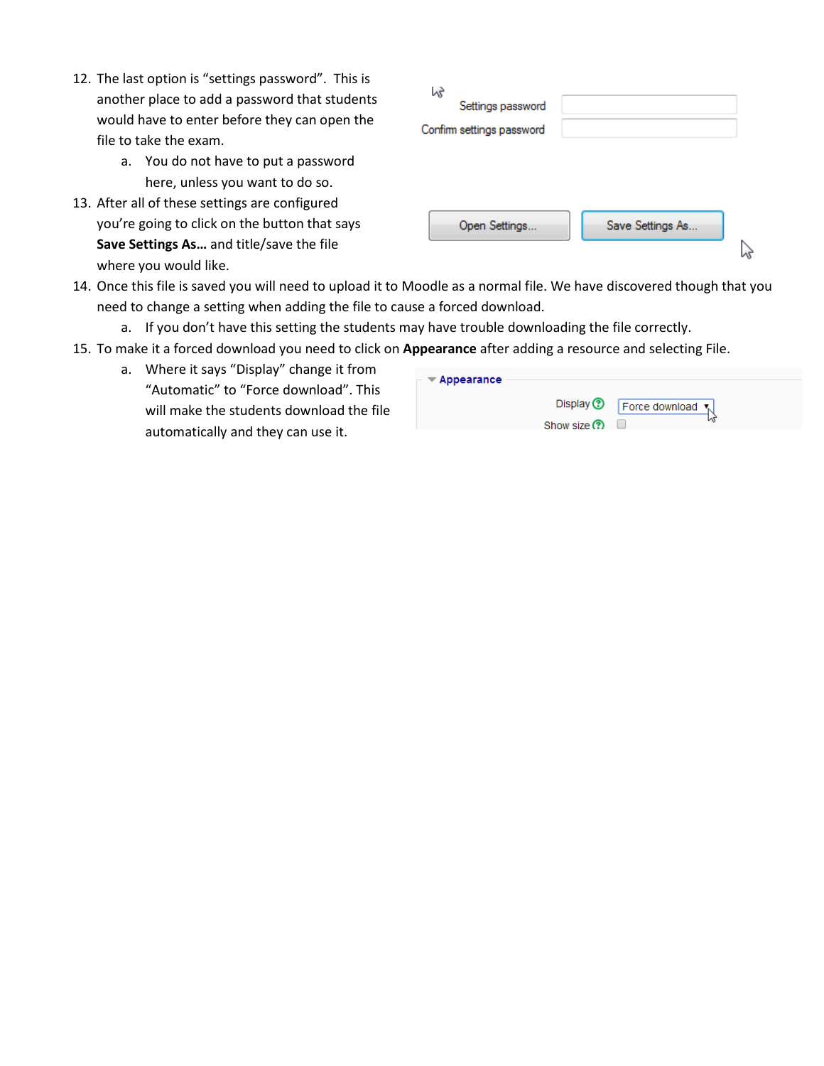12. The last option is “settings password”. This is another place to add a password that students would have to enter before they can open the file to take the exam.
    a. You do not have to put a password here, unless you want to do so.
13. After all of these settings are configured you’re going to click on the button that says **Save Settings As…** and title/save the file where you would like.
14. Once this file is saved you will need to upload it to Moodle as a normal file. We have discovered though that you need to change a setting when adding the file to cause a forced download.
    a. If you don’t have this setting the students may have trouble downloading the file correctly.
15. To make it a forced download you need to click on **Appearance** after adding a resource and selecting File.
    a. Where it says “Display” change it from “Automatic” to “Force download”. This will make the students download the file automatically and they can use it.